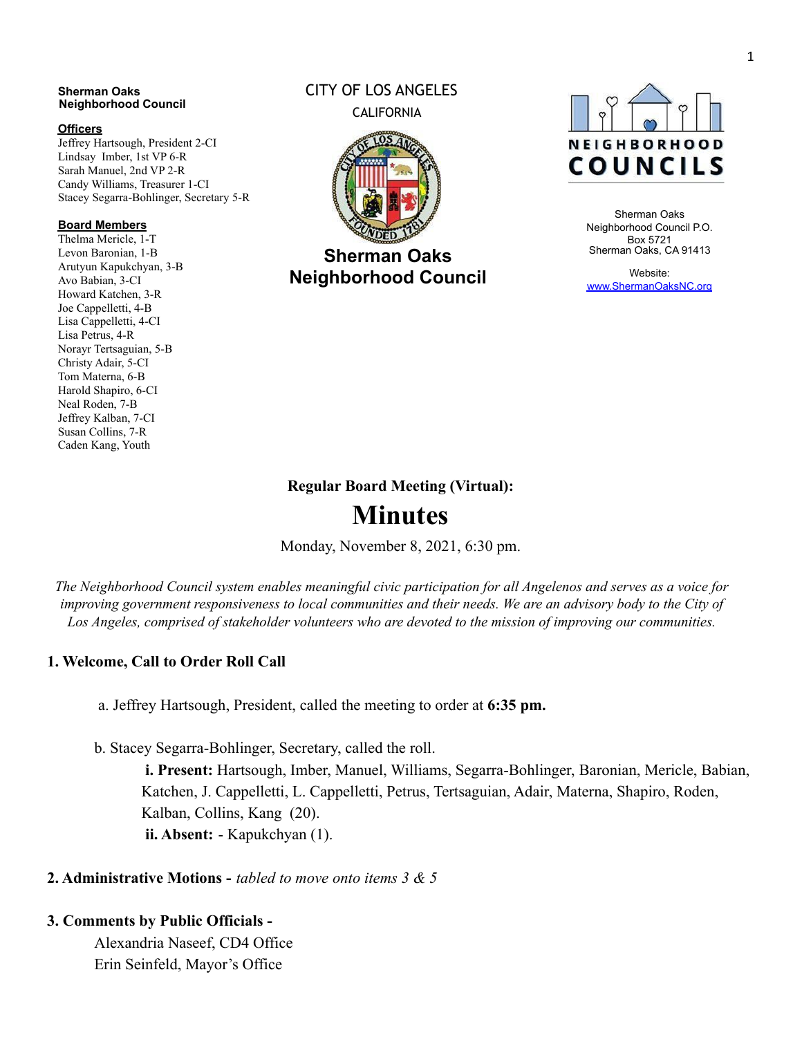**Sherman Oaks Neighborhood Council**

**Officers**

Jeffrey Hartsough, President 2-CI
Lindsay Imber, 1st VP 6-R
Sarah Manuel, 2nd VP 2-R
Candy Williams, Treasurer 1-CI
Stacey Segarra-Bohlinger, Secretary 5-R

**Board Members**

Thelma Mericle, 1-T
Levon Baronian, 1-B
Arutyun Kapukchyan, 3-B
Avo Babian, 3-CI
Howard Katchen, 3-R
Joe Cappelletti, 4-B
Lisa Cappelletti, 4-CI
Lisa Petrus, 4-R
Norayr Tertsaguian, 5-B
Christy Adair, 5-CI
Tom Materna, 6-B
Harold Shapiro, 6-CI
Neal Roden, 7-B
Jeffrey Kalban, 7-CI
Susan Collins, 7-R
Caden Kang, Youth

CITY OF LOS ANGELES
CALIFORNIA

**Sherman Oaks Neighborhood Council**

NEIGHBORHOOD COUNCILS

Sherman Oaks Neighborhood Council P.O. Box 5721
Sherman Oaks, CA 91413

Website:
www.ShermanOaksNC.org

**Regular Board Meeting (Virtual):**

# Minutes

Monday, November 8, 2021, 6:30 pm.

*The Neighborhood Council system enables meaningful civic participation for all Angelenos and serves as a voice for improving government responsiveness to local communities and their needs. We are an advisory body to the City of Los Angeles, comprised of stakeholder volunteers who are devoted to the mission of improving our communities.*

## 1. Welcome, Call to Order Roll Call

a. Jeffrey Hartsough, President, called the meeting to order at **6:35 pm.**

b. Stacey Segarra-Bohlinger, Secretary, called the roll.

**i. Present:** Hartsough, Imber, Manuel, Williams, Segarra-Bohlinger, Baronian, Mericle, Babian, Katchen, J. Cappelletti, L. Cappelletti, Petrus, Tertsaguian, Adair, Materna, Shapiro, Roden, Kalban, Collins, Kang (20).

**ii. Absent:** - Kapukchyan (1).

## 2. Administrative Motions - *tabled to move onto items 3 & 5*

## 3. Comments by Public Officials -

Alexandria Naseef, CD4 Office
Erin Seinfeld, Mayor's Office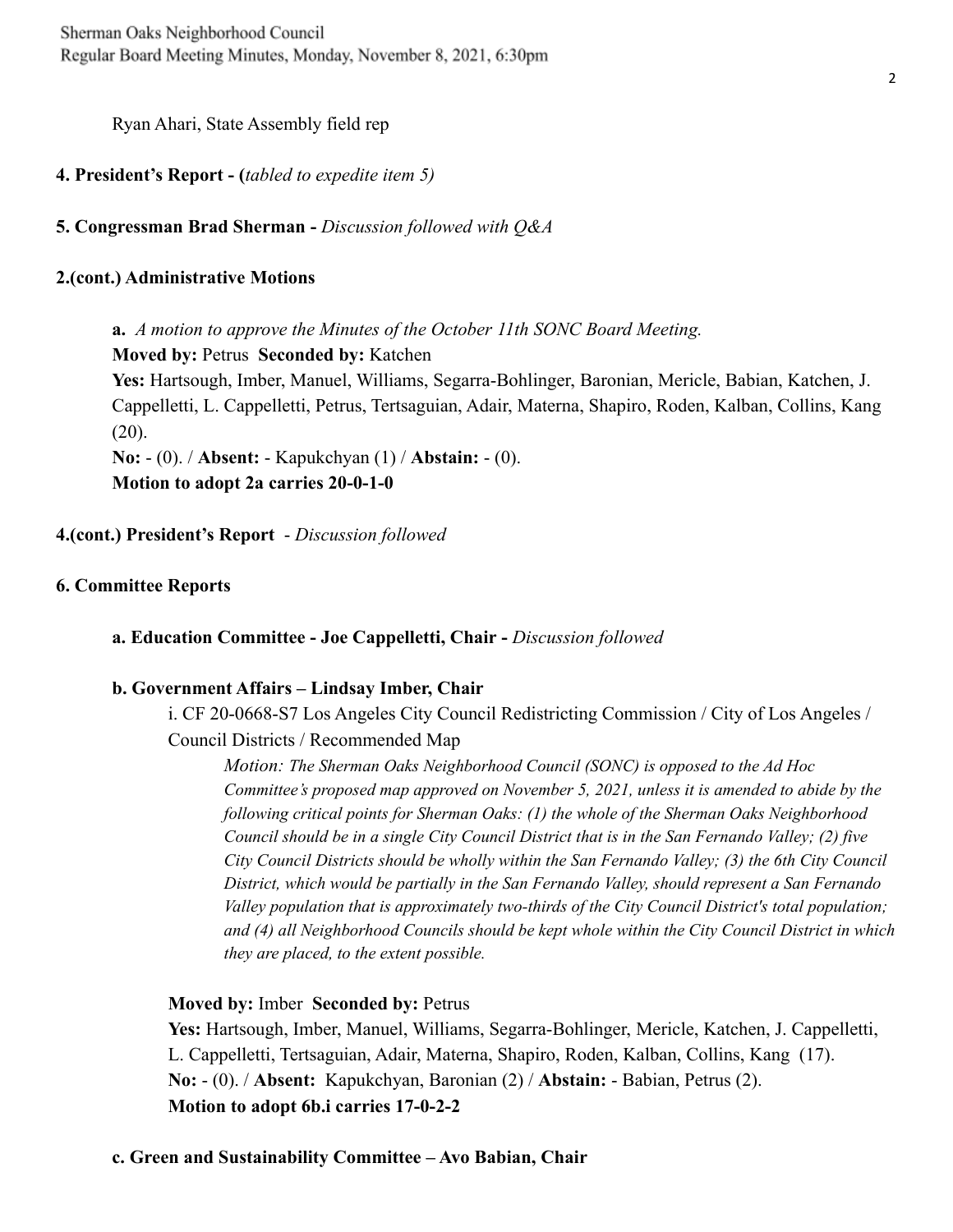Ryan Ahari, State Assembly field rep

**4. President's Report - (***tabled to expedite item 5)*

**5. Congressman Brad Sherman -** *Discussion followed with Q&A*

**2.(cont.) Administrative Motions**

**a.** *A motion to approve the Minutes of the October 11th SONC Board Meeting.*
**Moved by:** Petrus **Seconded by:** Katchen
**Yes:** Hartsough, Imber, Manuel, Williams, Segarra-Bohlinger, Baronian, Mericle, Babian, Katchen, J. Cappelletti, L. Cappelletti, Petrus, Tertsaguian, Adair, Materna, Shapiro, Roden, Kalban, Collins, Kang (20).
**No:** - (0). / **Absent:** - Kapukchyan (1) / **Abstain:** - (0).
**Motion to adopt 2a carries 20-0-1-0**

**4.(cont.) President's Report** - *Discussion followed*

**6. Committee Reports**

**a. Education Committee - Joe Cappelletti, Chair -** *Discussion followed*

**b. Government Affairs – Lindsay Imber, Chair**

i. CF 20-0668-S7 Los Angeles City Council Redistricting Commission / City of Los Angeles / Council Districts / Recommended Map

*Motion: The Sherman Oaks Neighborhood Council (SONC) is opposed to the Ad Hoc Committee's proposed map approved on November 5, 2021, unless it is amended to abide by the following critical points for Sherman Oaks: (1) the whole of the Sherman Oaks Neighborhood Council should be in a single City Council District that is in the San Fernando Valley; (2) five City Council Districts should be wholly within the San Fernando Valley; (3) the 6th City Council District, which would be partially in the San Fernando Valley, should represent a San Fernando Valley population that is approximately two-thirds of the City Council District's total population; and (4) all Neighborhood Councils should be kept whole within the City Council District in which they are placed, to the extent possible.*

**Moved by:** Imber **Seconded by:** Petrus
**Yes:** Hartsough, Imber, Manuel, Williams, Segarra-Bohlinger, Mericle, Katchen, J. Cappelletti, L. Cappelletti, Tertsaguian, Adair, Materna, Shapiro, Roden, Kalban, Collins, Kang (17).
**No:** - (0). / **Absent:** Kapukchyan, Baronian (2) / **Abstain:** - Babian, Petrus (2).
**Motion to adopt 6b.i carries 17-0-2-2**

**c. Green and Sustainability Committee – Avo Babian, Chair**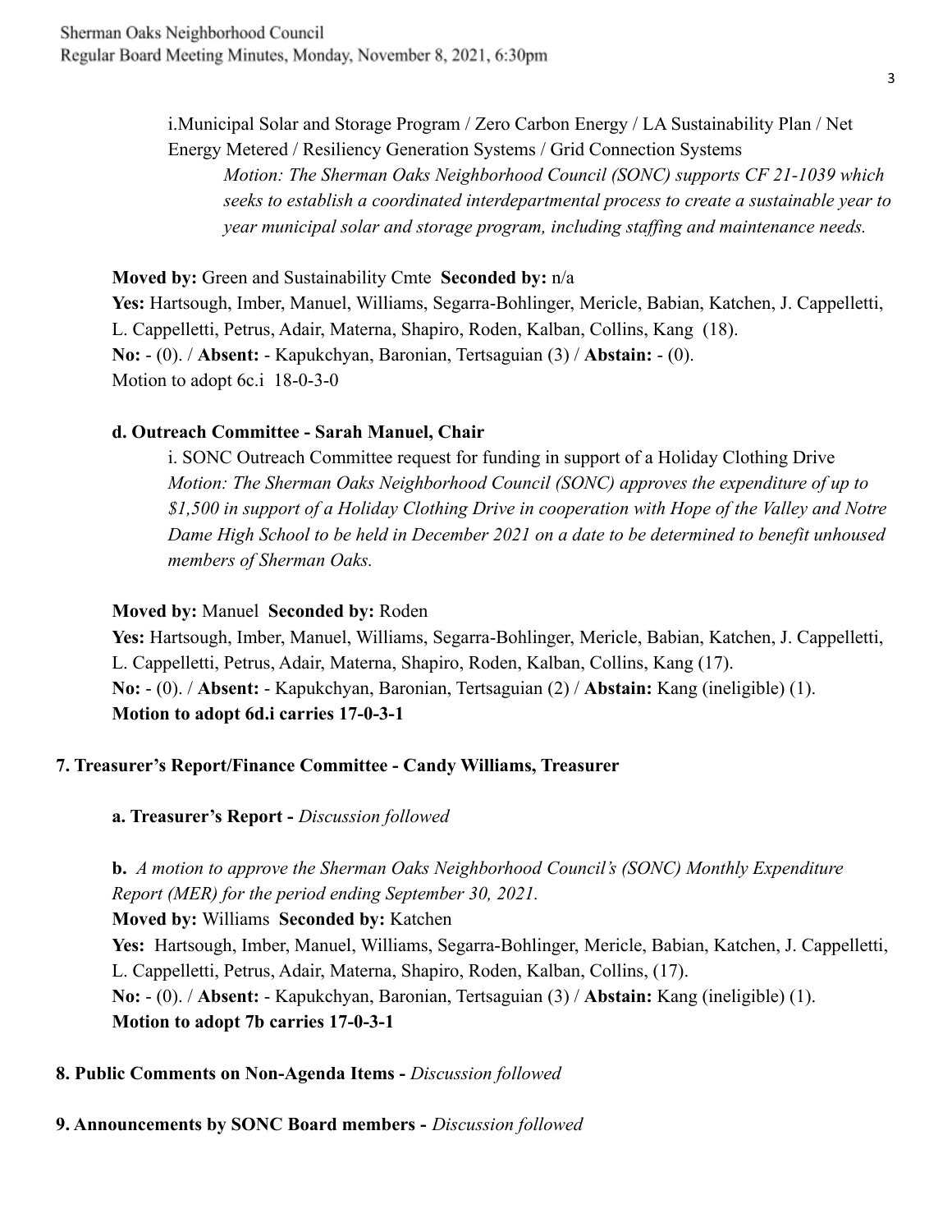i.Municipal Solar and Storage Program / Zero Carbon Energy / LA Sustainability Plan / Net Energy Metered / Resiliency Generation Systems / Grid Connection Systems

*Motion: The Sherman Oaks Neighborhood Council (SONC) supports CF 21-1039 which seeks to establish a coordinated interdepartmental process to create a sustainable year to year municipal solar and storage program, including staffing and maintenance needs.*

**Moved by:** Green and Sustainability Cmte **Seconded by:** n/a
**Yes:** Hartsough, Imber, Manuel, Williams, Segarra-Bohlinger, Mericle, Babian, Katchen, J. Cappelletti, L. Cappelletti, Petrus, Adair, Materna, Shapiro, Roden, Kalban, Collins, Kang (18).
**No:** - (0). / **Absent:** - Kapukchyan, Baronian, Tertsaguian (3) / **Abstain:** - (0).
Motion to adopt 6c.i 18-0-3-0

**d. Outreach Committee - Sarah Manuel, Chair**

i. SONC Outreach Committee request for funding in support of a Holiday Clothing Drive
*Motion: The Sherman Oaks Neighborhood Council (SONC) approves the expenditure of up to $1,500 in support of a Holiday Clothing Drive in cooperation with Hope of the Valley and Notre Dame High School to be held in December 2021 on a date to be determined to benefit unhoused members of Sherman Oaks.*

**Moved by:** Manuel **Seconded by:** Roden
**Yes:** Hartsough, Imber, Manuel, Williams, Segarra-Bohlinger, Mericle, Babian, Katchen, J. Cappelletti, L. Cappelletti, Petrus, Adair, Materna, Shapiro, Roden, Kalban, Collins, Kang (17).
**No:** - (0). / **Absent:** - Kapukchyan, Baronian, Tertsaguian (2) / **Abstain:** Kang (ineligible) (1).
**Motion to adopt 6d.i carries 17-0-3-1**

**7. Treasurer's Report/Finance Committee - Candy Williams, Treasurer**

**a. Treasurer's Report -** *Discussion followed*

**b.** *A motion to approve the Sherman Oaks Neighborhood Council's (SONC) Monthly Expenditure Report (MER) for the period ending September 30, 2021.*
**Moved by:** Williams **Seconded by:** Katchen
**Yes:** Hartsough, Imber, Manuel, Williams, Segarra-Bohlinger, Mericle, Babian, Katchen, J. Cappelletti, L. Cappelletti, Petrus, Adair, Materna, Shapiro, Roden, Kalban, Collins, (17).
**No:** - (0). / **Absent:** - Kapukchyan, Baronian, Tertsaguian (3) / **Abstain:** Kang (ineligible) (1).
**Motion to adopt 7b carries 17-0-3-1**

**8. Public Comments on Non-Agenda Items -** *Discussion followed*

**9. Announcements by SONC Board members -** *Discussion followed*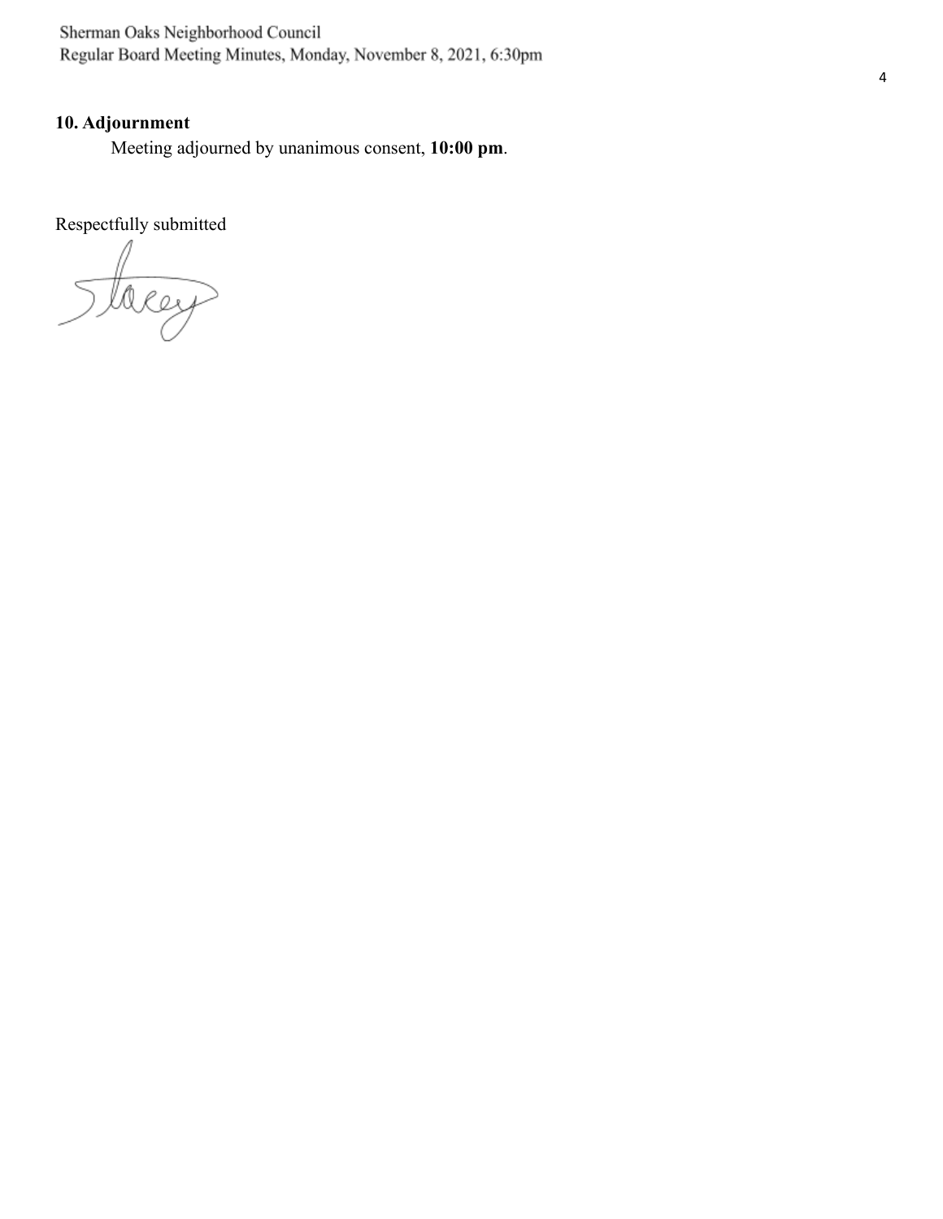## 10. Adjournment

Meeting adjourned by unanimous consent, **10:00 pm**.

Respectfully submitted